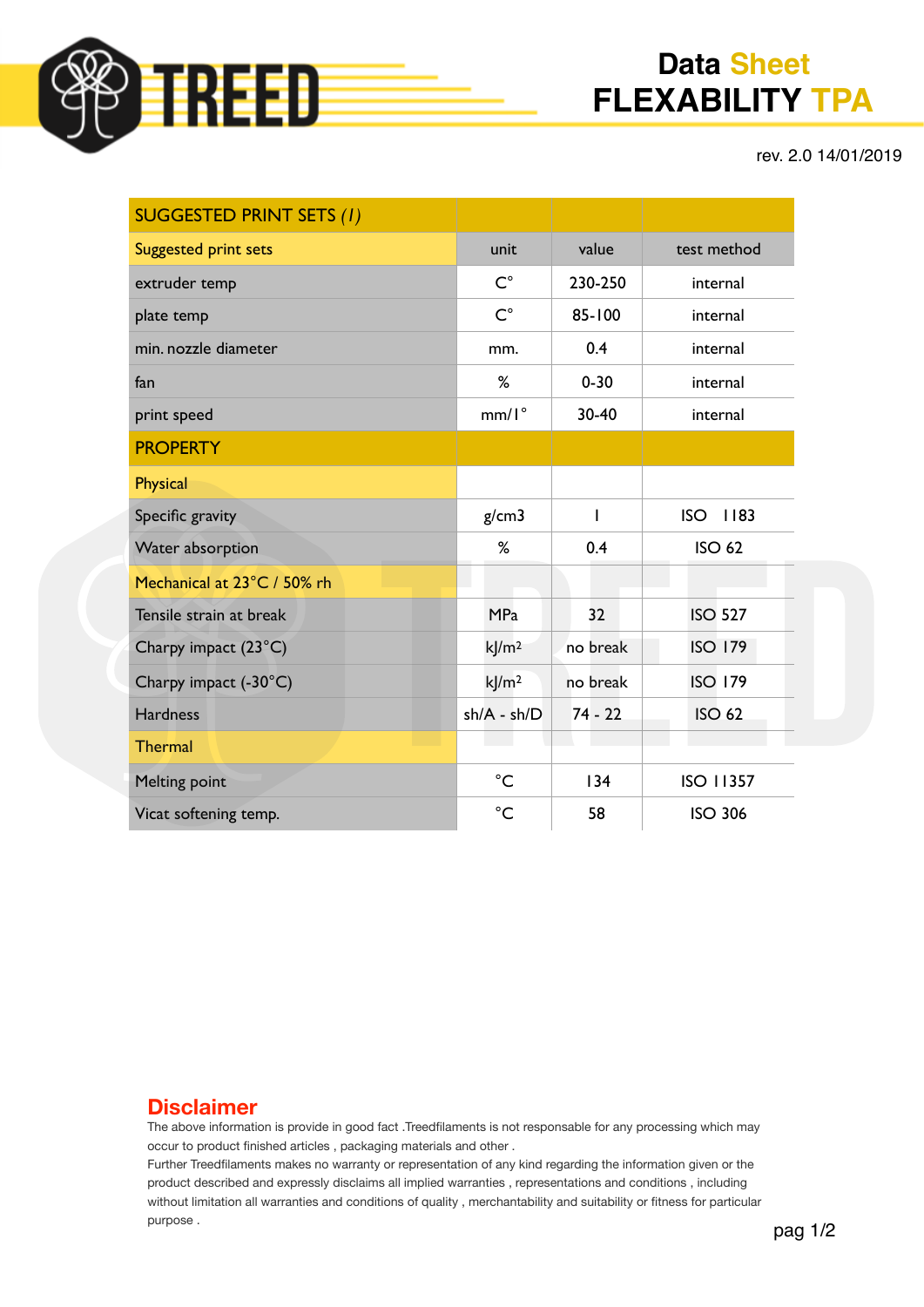# Data Sheet
# FLEXABILITY TPA

rev. 2.0 14/01/2019

| SUGGESTED PRINT SETS *(1)* | | | |
|---|---|---|---|
| Suggested print sets | unit | value | test method |
| extruder temp | C° | 230-250 | internal |
| plate temp | C° | 85-100 | internal |
| min. nozzle diameter | mm. | 0.4 | internal |
| fan | % | 0-30 | internal |
| print speed | mm/1° | 30-40 | internal |
| **PROPERTY** | | | |
| Physical | | | |
| Specific gravity | g/cm3 | 1 | ISO 1183 |
| Water absorption | % | 0.4 | ISO 62 |
| Mechanical at 23°C / 50% rh | | | |
| Tensile strain at break | MPa | 32 | ISO 527 |
| Charpy impact (23°C) | kJ/m² | no break | ISO 179 |
| Charpy impact (-30°C) | kJ/m² | no break | ISO 179 |
| Hardness | sh/A - sh/D | 74 - 22 | ISO 62 |
| Thermal | | | |
| Melting point | °C | 134 | ISO 11357 |
| Vicat softening temp. | °C | 58 | ISO 306 |

## Disclaimer

The above information is provide in good fact .Treedfilaments is not responsable for any processing which may occur to product finished articles , packaging materials and other .
Further Treedfilaments makes no warranty or representation of any kind regarding the information given or the product described and expressly disclaims all implied warranties , representations and conditions , including without limitation all warranties and conditions of quality , merchantability and suitability or fitness for particular purpose .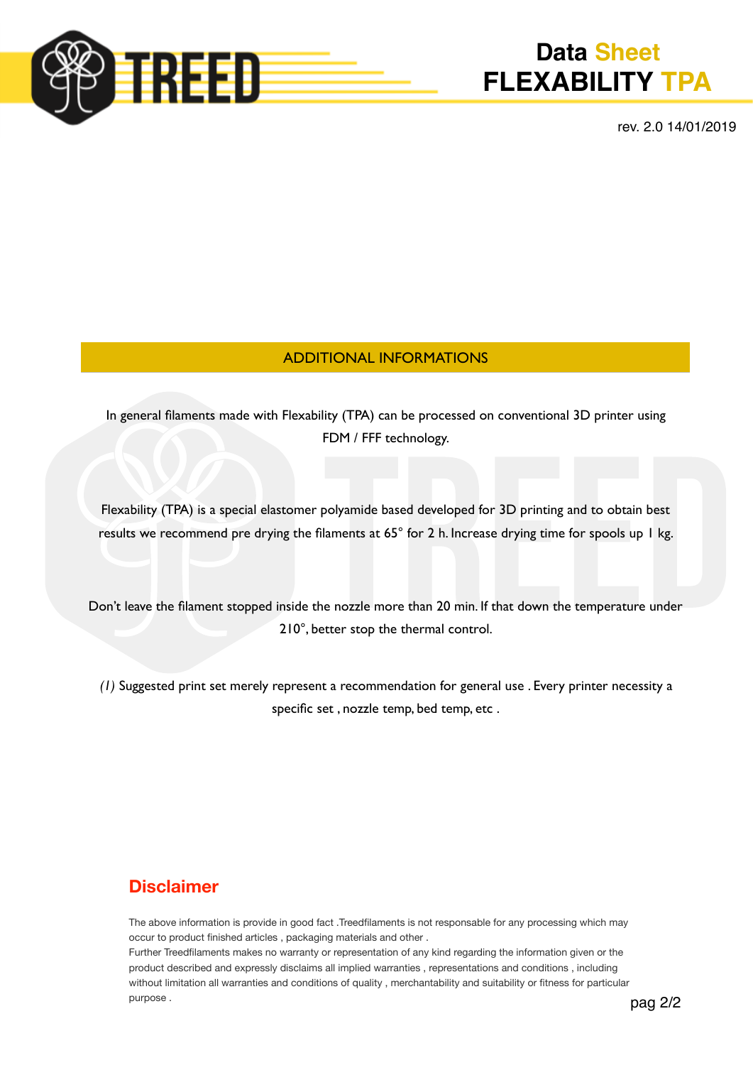# Data Sheet
# FLEXABILITY TPA

rev. 2.0 14/01/2019

## ADDITIONAL INFORMATIONS

In general filaments made with Flexability (TPA) can be processed on conventional 3D printer using FDM / FFF technology.

Flexability (TPA) is a special elastomer polyamide based developed for 3D printing and to obtain best results we recommend pre drying the filaments at 65° for 2 h. Increase drying time for spools up 1 kg.

Don't leave the filament stopped inside the nozzle more than 20 min. If that down the temperature under 210°, better stop the thermal control.

*(1)* Suggested print set merely represent a recommendation for general use . Every printer necessity a specific set , nozzle temp, bed temp, etc .

## Disclaimer

The above information is provide in good fact .Treedfilaments is not responsable for any processing which may occur to product finished articles , packaging materials and other .
Further Treedfilaments makes no warranty or representation of any kind regarding the information given or the product described and expressly disclaims all implied warranties , representations and conditions , including without limitation all warranties and conditions of quality , merchantability and suitability or fitness for particular purpose .